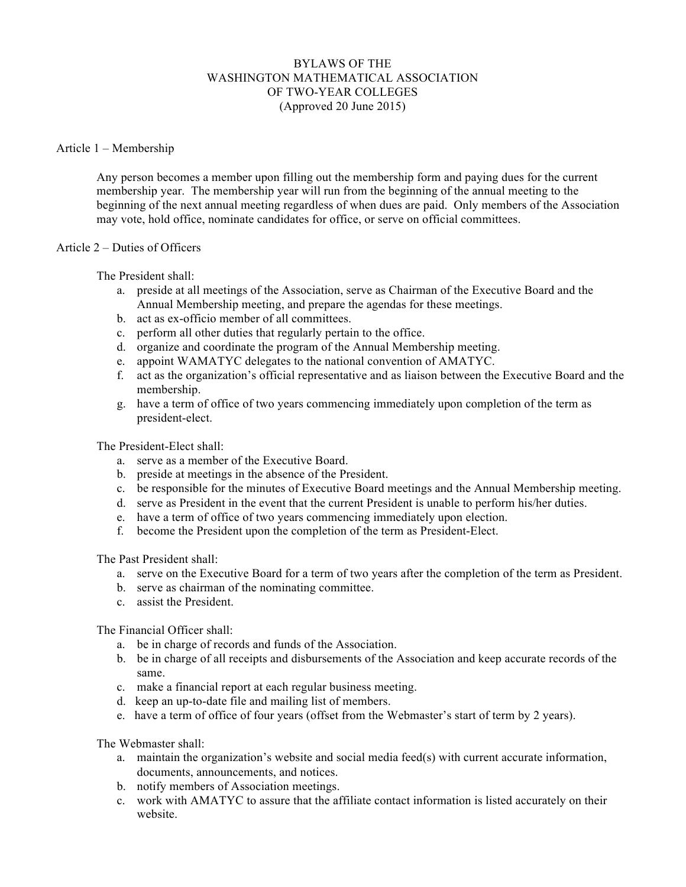# BYLAWS OF THE WASHINGTON MATHEMATICAL ASSOCIATION OF TWO-YEAR COLLEGES

(Approved 20 June 2015)

## Article 1 – Membership

Any person becomes a member upon filling out the membership form and paying dues for the current membership year. The membership year will run from the beginning of the annual meeting to the beginning of the next annual meeting regardless of when dues are paid. Only members of the Association may vote, hold office, nominate candidates for office, or serve on official committees.

## Article 2 – Duties of Officers

The President shall:

a. preside at all meetings of the Association, serve as Chairman of the Executive Board and the Annual Membership meeting, and prepare the agendas for these meetings.
b. act as ex-officio member of all committees.
c. perform all other duties that regularly pertain to the office.
d. organize and coordinate the program of the Annual Membership meeting.
e. appoint WAMATYC delegates to the national convention of AMATYC.
f. act as the organization's official representative and as liaison between the Executive Board and the membership.
g. have a term of office of two years commencing immediately upon completion of the term as president-elect.

The President-Elect shall:

a. serve as a member of the Executive Board.
b. preside at meetings in the absence of the President.
c. be responsible for the minutes of Executive Board meetings and the Annual Membership meeting.
d. serve as President in the event that the current President is unable to perform his/her duties.
e. have a term of office of two years commencing immediately upon election.
f. become the President upon the completion of the term as President-Elect.

The Past President shall:

a. serve on the Executive Board for a term of two years after the completion of the term as President.
b. serve as chairman of the nominating committee.
c. assist the President.

The Financial Officer shall:

a. be in charge of records and funds of the Association.
b. be in charge of all receipts and disbursements of the Association and keep accurate records of the same.
c. make a financial report at each regular business meeting.
d. keep an up-to-date file and mailing list of members.
e. have a term of office of four years (offset from the Webmaster's start of term by 2 years).

The Webmaster shall:

a. maintain the organization's website and social media feed(s) with current accurate information, documents, announcements, and notices.
b. notify members of Association meetings.
c. work with AMATYC to assure that the affiliate contact information is listed accurately on their website.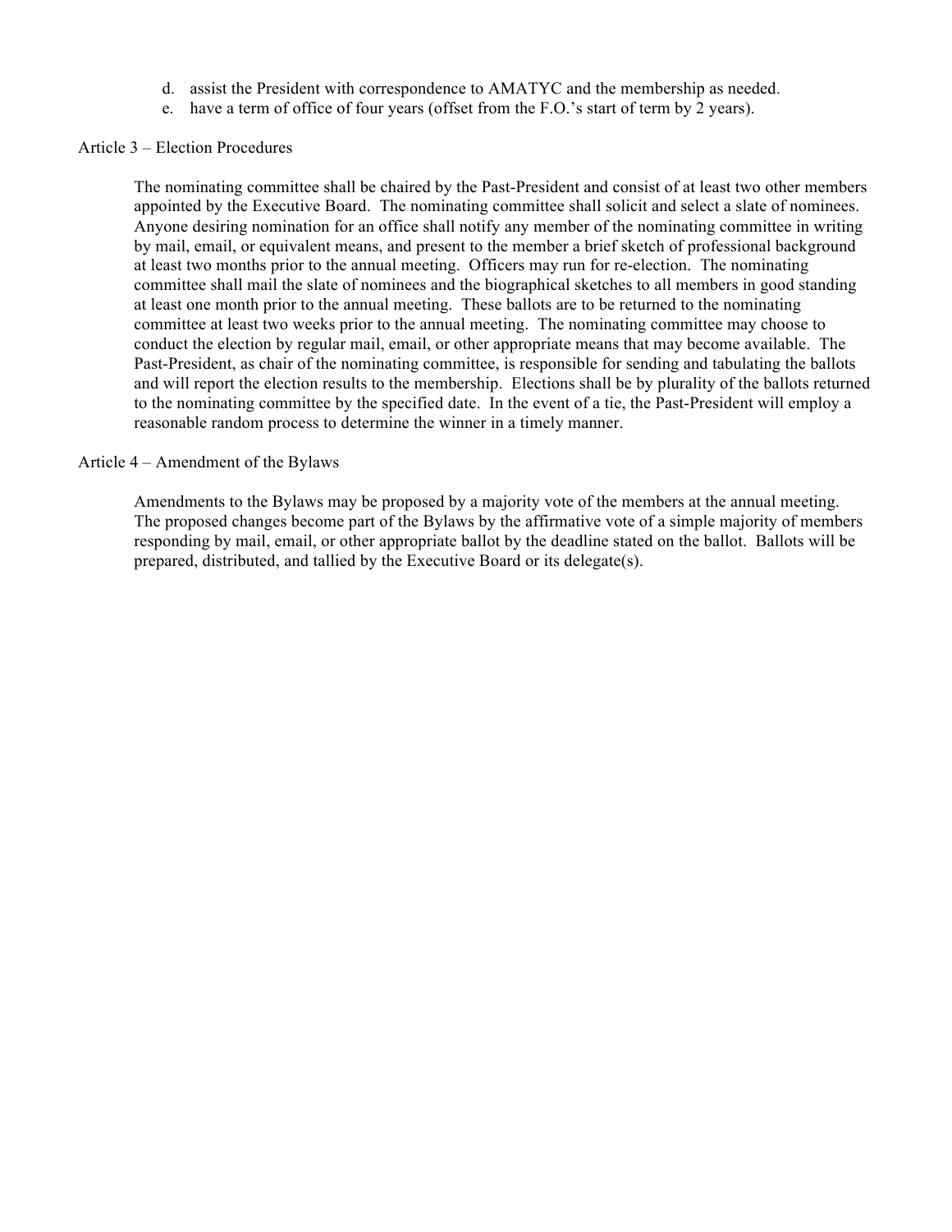d. assist the President with correspondence to AMATYC and the membership as needed.
e. have a term of office of four years (offset from the F.O.'s start of term by 2 years).

## Article 3 – Election Procedures

The nominating committee shall be chaired by the Past-President and consist of at least two other members appointed by the Executive Board. The nominating committee shall solicit and select a slate of nominees. Anyone desiring nomination for an office shall notify any member of the nominating committee in writing by mail, email, or equivalent means, and present to the member a brief sketch of professional background at least two months prior to the annual meeting. Officers may run for re-election. The nominating committee shall mail the slate of nominees and the biographical sketches to all members in good standing at least one month prior to the annual meeting. These ballots are to be returned to the nominating committee at least two weeks prior to the annual meeting. The nominating committee may choose to conduct the election by regular mail, email, or other appropriate means that may become available. The Past-President, as chair of the nominating committee, is responsible for sending and tabulating the ballots and will report the election results to the membership. Elections shall be by plurality of the ballots returned to the nominating committee by the specified date. In the event of a tie, the Past-President will employ a reasonable random process to determine the winner in a timely manner.

## Article 4 – Amendment of the Bylaws

Amendments to the Bylaws may be proposed by a majority vote of the members at the annual meeting. The proposed changes become part of the Bylaws by the affirmative vote of a simple majority of members responding by mail, email, or other appropriate ballot by the deadline stated on the ballot. Ballots will be prepared, distributed, and tallied by the Executive Board or its delegate(s).